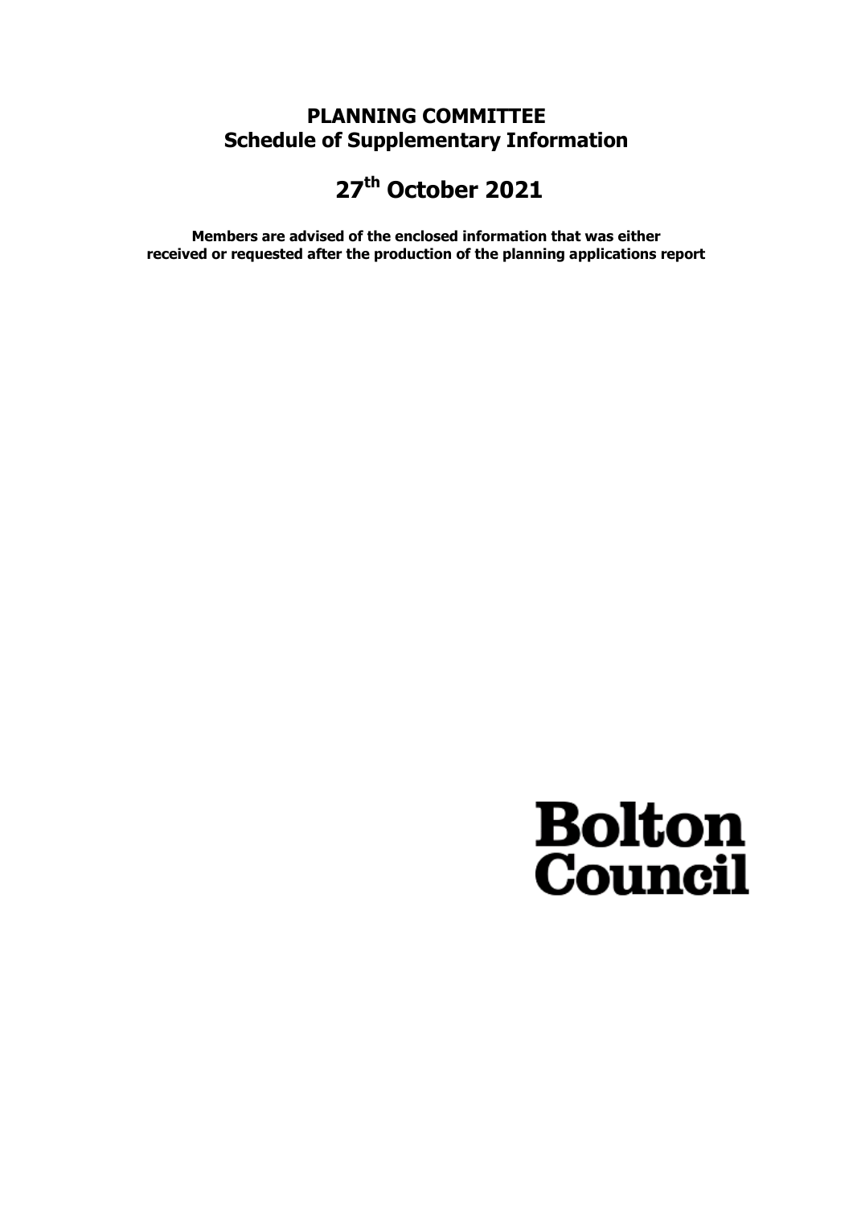# PLANNING COMMITTEE
## Schedule of Supplementary Information

# 27th October 2021

**Members are advised of the enclosed information that was either received or requested after the production of the planning applications report**

**Bolton Council**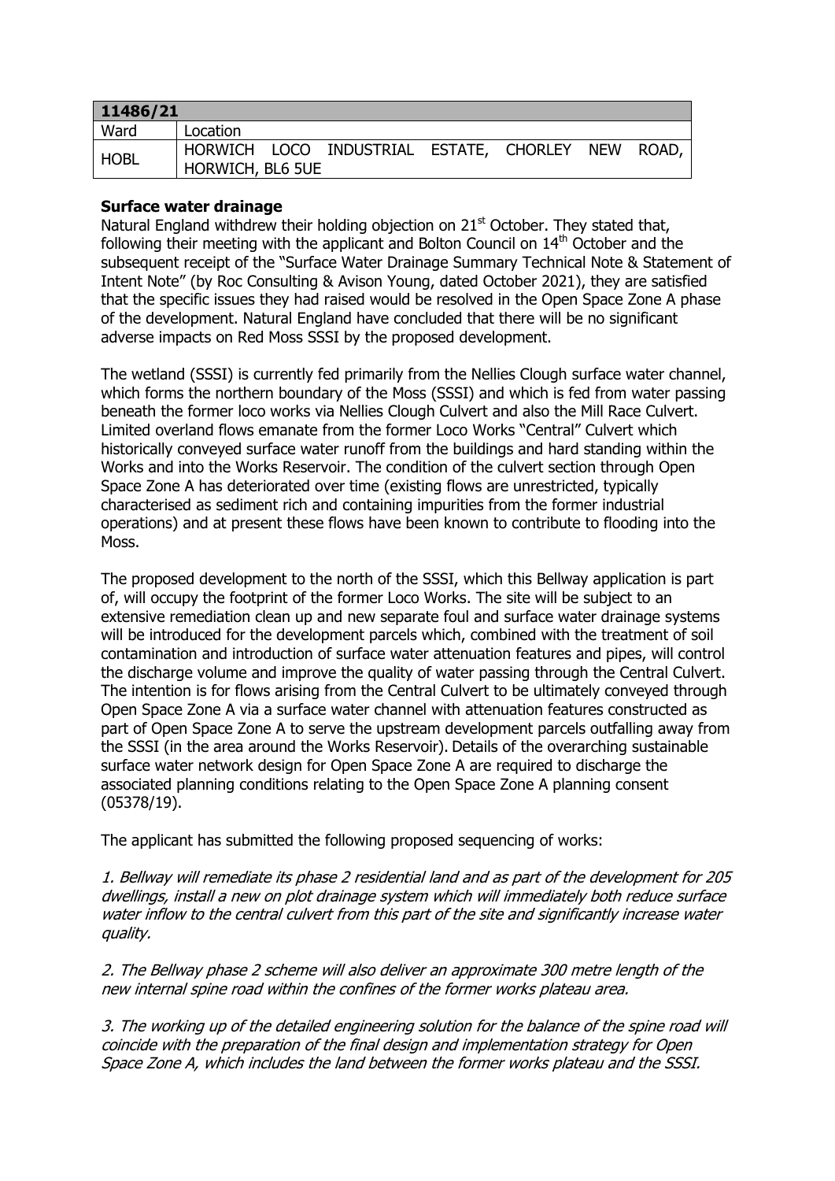| 11486/21 | |
|---|---|
| Ward | Location |
| HOBL | HORWICH LOCO INDUSTRIAL ESTATE, CHORLEY NEW ROAD, HORWICH, BL6 5UE |

**Surface water drainage**

Natural England withdrew their holding objection on 21st October. They stated that, following their meeting with the applicant and Bolton Council on 14th October and the subsequent receipt of the "Surface Water Drainage Summary Technical Note & Statement of Intent Note" (by Roc Consulting & Avison Young, dated October 2021), they are satisfied that the specific issues they had raised would be resolved in the Open Space Zone A phase of the development. Natural England have concluded that there will be no significant adverse impacts on Red Moss SSSI by the proposed development.

The wetland (SSSI) is currently fed primarily from the Nellies Clough surface water channel, which forms the northern boundary of the Moss (SSSI) and which is fed from water passing beneath the former loco works via Nellies Clough Culvert and also the Mill Race Culvert. Limited overland flows emanate from the former Loco Works "Central" Culvert which historically conveyed surface water runoff from the buildings and hard standing within the Works and into the Works Reservoir. The condition of the culvert section through Open Space Zone A has deteriorated over time (existing flows are unrestricted, typically characterised as sediment rich and containing impurities from the former industrial operations) and at present these flows have been known to contribute to flooding into the Moss.

The proposed development to the north of the SSSI, which this Bellway application is part of, will occupy the footprint of the former Loco Works. The site will be subject to an extensive remediation clean up and new separate foul and surface water drainage systems will be introduced for the development parcels which, combined with the treatment of soil contamination and introduction of surface water attenuation features and pipes, will control the discharge volume and improve the quality of water passing through the Central Culvert. The intention is for flows arising from the Central Culvert to be ultimately conveyed through Open Space Zone A via a surface water channel with attenuation features constructed as part of Open Space Zone A to serve the upstream development parcels outfalling away from the SSSI (in the area around the Works Reservoir). Details of the overarching sustainable surface water network design for Open Space Zone A are required to discharge the associated planning conditions relating to the Open Space Zone A planning consent (05378/19).

The applicant has submitted the following proposed sequencing of works:

*1. Bellway will remediate its phase 2 residential land and as part of the development for 205 dwellings, install a new on plot drainage system which will immediately both reduce surface water inflow to the central culvert from this part of the site and significantly increase water quality.*

*2. The Bellway phase 2 scheme will also deliver an approximate 300 metre length of the new internal spine road within the confines of the former works plateau area.*

*3. The working up of the detailed engineering solution for the balance of the spine road will coincide with the preparation of the final design and implementation strategy for Open Space Zone A, which includes the land between the former works plateau and the SSSI.*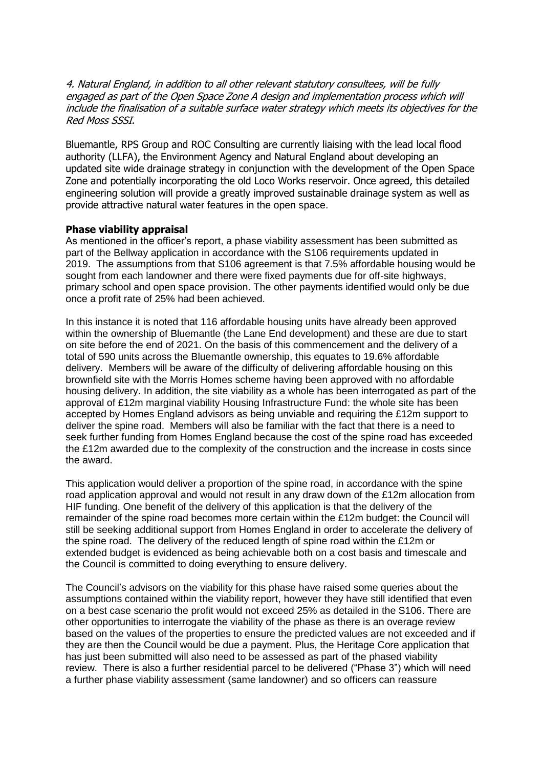*4. Natural England, in addition to all other relevant statutory consultees, will be fully engaged as part of the Open Space Zone A design and implementation process which will include the finalisation of a suitable surface water strategy which meets its objectives for the Red Moss SSSI.*

Bluemantle, RPS Group and ROC Consulting are currently liaising with the lead local flood authority (LLFA), the Environment Agency and Natural England about developing an updated site wide drainage strategy in conjunction with the development of the Open Space Zone and potentially incorporating the old Loco Works reservoir. Once agreed, this detailed engineering solution will provide a greatly improved sustainable drainage system as well as provide attractive natural water features in the open space.

**Phase viability appraisal**

As mentioned in the officer's report, a phase viability assessment has been submitted as part of the Bellway application in accordance with the S106 requirements updated in 2019. The assumptions from that S106 agreement is that 7.5% affordable housing would be sought from each landowner and there were fixed payments due for off-site highways, primary school and open space provision. The other payments identified would only be due once a profit rate of 25% had been achieved.

In this instance it is noted that 116 affordable housing units have already been approved within the ownership of Bluemantle (the Lane End development) and these are due to start on site before the end of 2021. On the basis of this commencement and the delivery of a total of 590 units across the Bluemantle ownership, this equates to 19.6% affordable delivery. Members will be aware of the difficulty of delivering affordable housing on this brownfield site with the Morris Homes scheme having been approved with no affordable housing delivery. In addition, the site viability as a whole has been interrogated as part of the approval of £12m marginal viability Housing Infrastructure Fund: the whole site has been accepted by Homes England advisors as being unviable and requiring the £12m support to deliver the spine road. Members will also be familiar with the fact that there is a need to seek further funding from Homes England because the cost of the spine road has exceeded the £12m awarded due to the complexity of the construction and the increase in costs since the award.

This application would deliver a proportion of the spine road, in accordance with the spine road application approval and would not result in any draw down of the £12m allocation from HIF funding. One benefit of the delivery of this application is that the delivery of the remainder of the spine road becomes more certain within the £12m budget: the Council will still be seeking additional support from Homes England in order to accelerate the delivery of the spine road. The delivery of the reduced length of spine road within the £12m or extended budget is evidenced as being achievable both on a cost basis and timescale and the Council is committed to doing everything to ensure delivery.

The Council's advisors on the viability for this phase have raised some queries about the assumptions contained within the viability report, however they have still identified that even on a best case scenario the profit would not exceed 25% as detailed in the S106. There are other opportunities to interrogate the viability of the phase as there is an overage review based on the values of the properties to ensure the predicted values are not exceeded and if they are then the Council would be due a payment. Plus, the Heritage Core application that has just been submitted will also need to be assessed as part of the phased viability review. There is also a further residential parcel to be delivered ("Phase 3") which will need a further phase viability assessment (same landowner) and so officers can reassure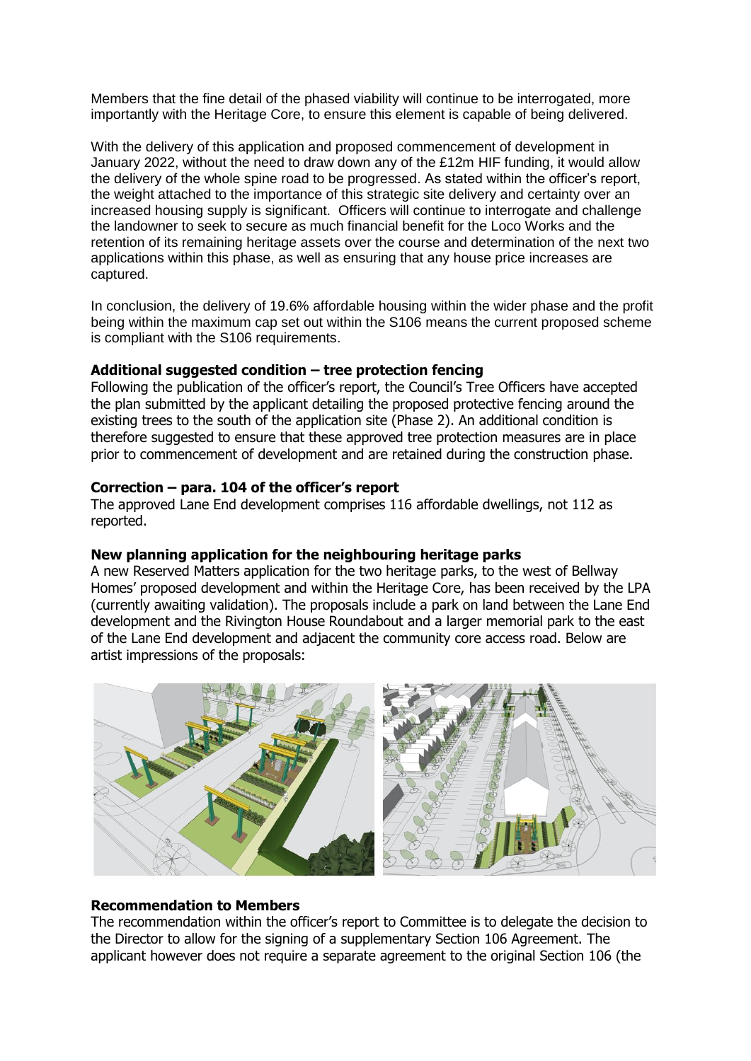Members that the fine detail of the phased viability will continue to be interrogated, more importantly with the Heritage Core, to ensure this element is capable of being delivered.

With the delivery of this application and proposed commencement of development in January 2022, without the need to draw down any of the £12m HIF funding, it would allow the delivery of the whole spine road to be progressed. As stated within the officer's report, the weight attached to the importance of this strategic site delivery and certainty over an increased housing supply is significant. Officers will continue to interrogate and challenge the landowner to seek to secure as much financial benefit for the Loco Works and the retention of its remaining heritage assets over the course and determination of the next two applications within this phase, as well as ensuring that any house price increases are captured.

In conclusion, the delivery of 19.6% affordable housing within the wider phase and the profit being within the maximum cap set out within the S106 means the current proposed scheme is compliant with the S106 requirements.

**Additional suggested condition – tree protection fencing**

Following the publication of the officer's report, the Council's Tree Officers have accepted the plan submitted by the applicant detailing the proposed protective fencing around the existing trees to the south of the application site (Phase 2). An additional condition is therefore suggested to ensure that these approved tree protection measures are in place prior to commencement of development and are retained during the construction phase.

**Correction – para. 104 of the officer's report**

The approved Lane End development comprises 116 affordable dwellings, not 112 as reported.

**New planning application for the neighbouring heritage parks**

A new Reserved Matters application for the two heritage parks, to the west of Bellway Homes' proposed development and within the Heritage Core, has been received by the LPA (currently awaiting validation). The proposals include a park on land between the Lane End development and the Rivington House Roundabout and a larger memorial park to the east of the Lane End development and adjacent the community core access road. Below are artist impressions of the proposals:

**Recommendation to Members**

The recommendation within the officer's report to Committee is to delegate the decision to the Director to allow for the signing of a supplementary Section 106 Agreement. The applicant however does not require a separate agreement to the original Section 106 (the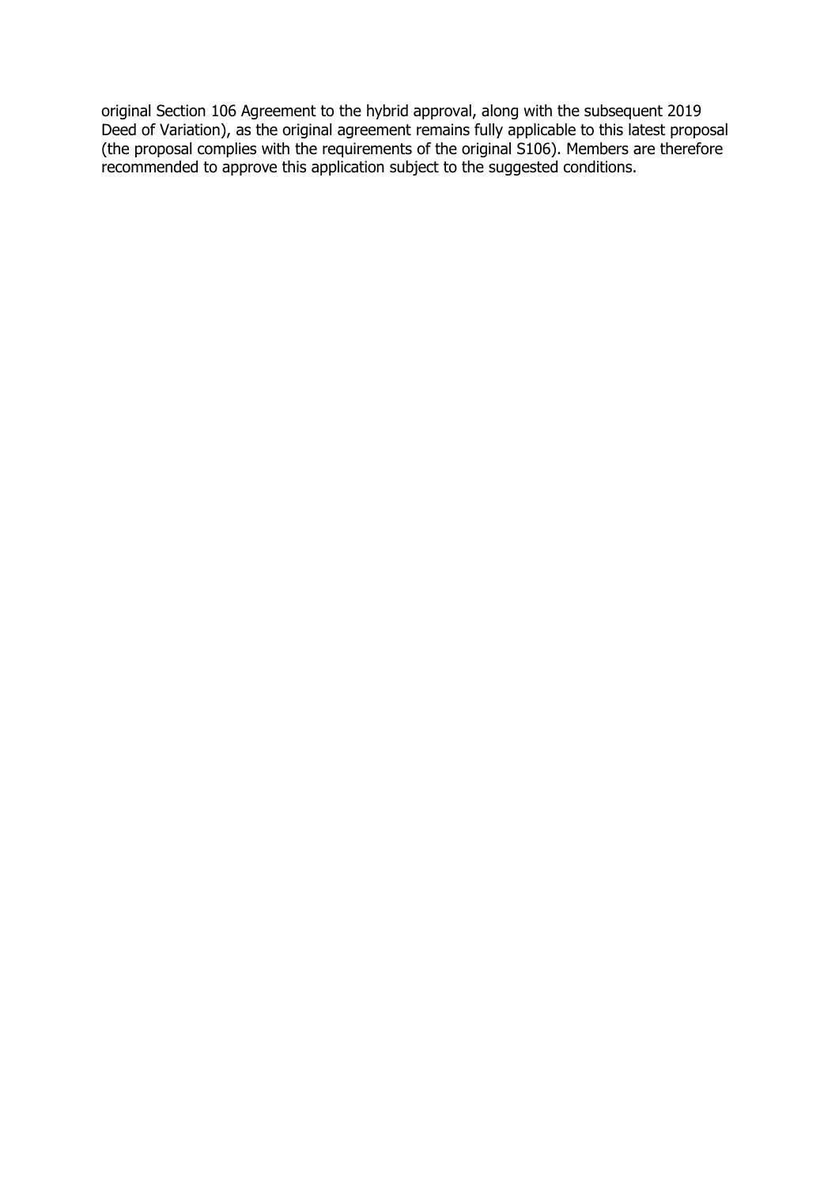original Section 106 Agreement to the hybrid approval, along with the subsequent 2019 Deed of Variation), as the original agreement remains fully applicable to this latest proposal (the proposal complies with the requirements of the original S106). Members are therefore recommended to approve this application subject to the suggested conditions.